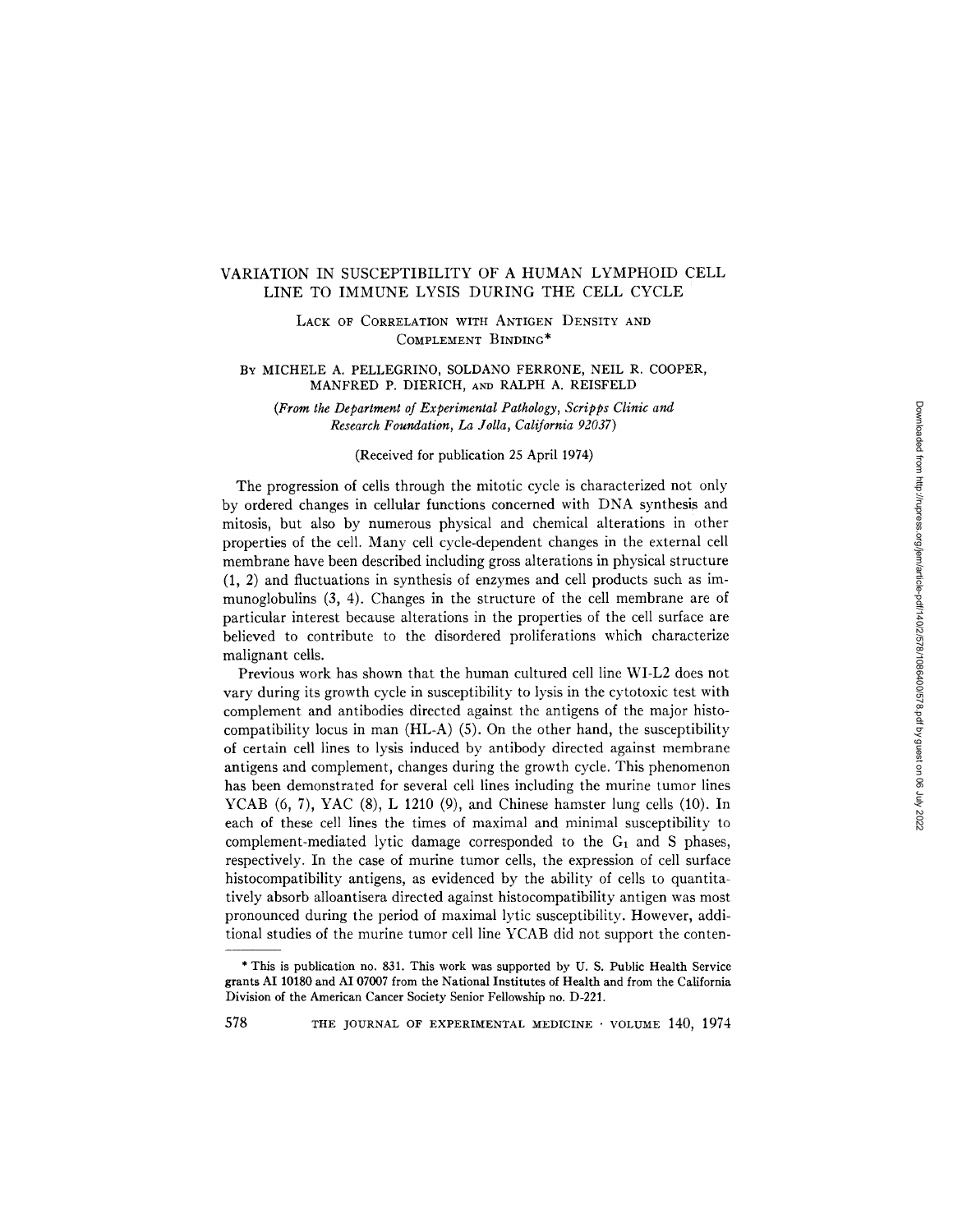# VARIATION IN SUSCEPTIBILITY OF A HUMAN LYMPHOID CELL LINE TO IMMUNE LYSIS DURING THE CELL CYCLE

## Lack of Correlation with Antigen Density and Complement Binding*

By MICHELE A. PELLEGRINO, SOLDANO FERRONE, NEIL R. COOPER, MANFRED P. DIERICH, and RALPH A. REISFELD

*(From the Department of Experimental Pathology, Scripps Clinic and Research Foundation, La Jolla, California 92037)*

(Received for publication 25 April 1974)

The progression of cells through the mitotic cycle is characterized not only by ordered changes in cellular functions concerned with DNA synthesis and mitosis, but also by numerous physical and chemical alterations in other properties of the cell. Many cell cycle-dependent changes in the external cell membrane have been described including gross alterations in physical structure (1, 2) and fluctuations in synthesis of enzymes and cell products such as immunoglobulins (3, 4). Changes in the structure of the cell membrane are of particular interest because alterations in the properties of the cell surface are believed to contribute to the disordered proliferations which characterize malignant cells.

Previous work has shown that the human cultured cell line WI-L2 does not vary during its growth cycle in susceptibility to lysis in the cytotoxic test with complement and antibodies directed against the antigens of the major histocompatibility locus in man (HL-A) (5). On the other hand, the susceptibility of certain cell lines to lysis induced by antibody directed against membrane antigens and complement, changes during the growth cycle. This phenomenon has been demonstrated for several cell lines including the murine tumor lines YCAB (6, 7), YAC (8), L 1210 (9), and Chinese hamster lung cells (10). In each of these cell lines the times of maximal and minimal susceptibility to complement-mediated lytic damage corresponded to the $G_1$ and S phases, respectively. In the case of murine tumor cells, the expression of cell surface histocompatibility antigens, as evidenced by the ability of cells to quantitatively absorb alloantisera directed against histocompatibility antigen was most pronounced during the period of maximal lytic susceptibility. However, additional studies of the murine tumor cell line YCAB did not support the conten-

---

* This is publication no. 831. This work was supported by U. S. Public Health Service grants AI 10180 and AI 07007 from the National Institutes of Health and from the California Division of the American Cancer Society Senior Fellowship no. D-221.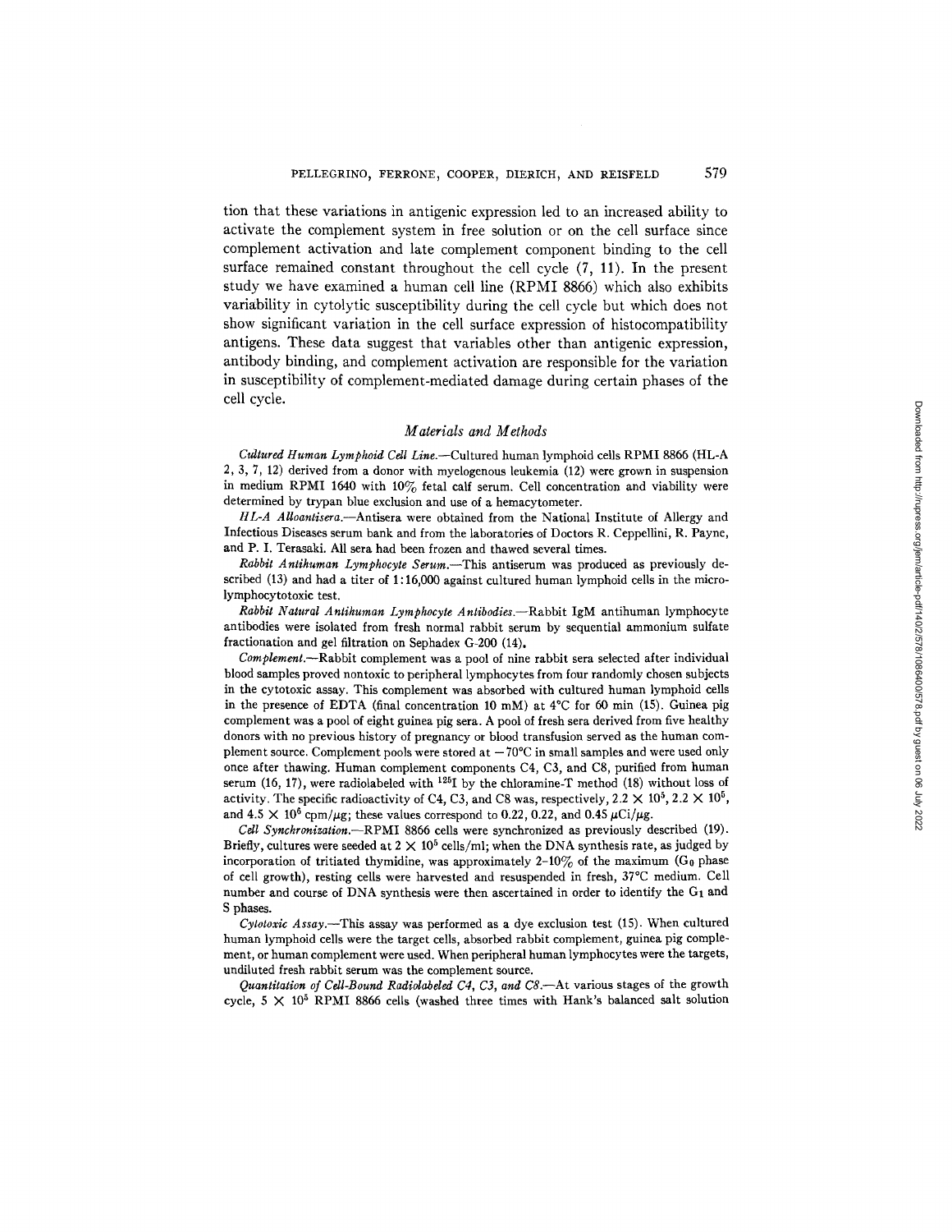tion that these variations in antigenic expression led to an increased ability to activate the complement system in free solution or on the cell surface since complement activation and late complement component binding to the cell surface remained constant throughout the cell cycle (7, 11). In the present study we have examined a human cell line (RPMI 8866) which also exhibits variability in cytolytic susceptibility during the cell cycle but which does not show significant variation in the cell surface expression of histocompatibility antigens. These data suggest that variables other than antigenic expression, antibody binding, and complement activation are responsible for the variation in susceptibility of complement-mediated damage during certain phases of the cell cycle.

## *Materials and Methods*

*Cultured Human Lymphoid Cell Line.*—Cultured human lymphoid cells RPMI 8866 (HL-A 2, 3, 7, 12) derived from a donor with myelogenous leukemia (12) were grown in suspension in medium RPMI 1640 with 10% fetal calf serum. Cell concentration and viability were determined by trypan blue exclusion and use of a hemacytometer.

*HL-A Alloantisera.*—Antisera were obtained from the National Institute of Allergy and Infectious Diseases serum bank and from the laboratories of Doctors R. Ceppellini, R. Payne, and P. I. Terasaki. All sera had been frozen and thawed several times.

*Rabbit Antihuman Lymphocyte Serum.*—This antiserum was produced as previously described (13) and had a titer of 1:16,000 against cultured human lymphoid cells in the microlymphocytotoxic test.

*Rabbit Natural Antihuman Lymphocyte Antibodies.*—Rabbit IgM antihuman lymphocyte antibodies were isolated from fresh normal rabbit serum by sequential ammonium sulfate fractionation and gel filtration on Sephadex G-200 (14).

*Complement.*—Rabbit complement was a pool of nine rabbit sera selected after individual blood samples proved nontoxic to peripheral lymphocytes from four randomly chosen subjects in the cytotoxic assay. This complement was absorbed with cultured human lymphoid cells in the presence of EDTA (final concentration 10 mM) at 4°C for 60 min (15). Guinea pig complement was a pool of eight guinea pig sera. A pool of fresh sera derived from five healthy donors with no previous history of pregnancy or blood transfusion served as the human complement source. Complement pools were stored at −70°C in small samples and were used only once after thawing. Human complement components C4, C3, and C8, purified from human serum (16, 17), were radiolabeled with $^{125}$I by the chloramine-T method (18) without loss of activity. The specific radioactivity of C4, C3, and C8 was, respectively, $2.2 \times 10^5$, $2.2 \times 10^5$, and $4.5 \times 10^5$ cpm/μg; these values correspond to 0.22, 0.22, and 0.45 μCi/μg.

*Cell Synchronization.*—RPMI 8866 cells were synchronized as previously described (19). Briefly, cultures were seeded at $2 \times 10^5$ cells/ml; when the DNA synthesis rate, as judged by incorporation of tritiated thymidine, was approximately 2–10% of the maximum ($G_0$ phase of cell growth), resting cells were harvested and resuspended in fresh, 37°C medium. Cell number and course of DNA synthesis were then ascertained in order to identify the $G_1$ and S phases.

*Cytotoxic Assay.*—This assay was performed as a dye exclusion test (15). When cultured human lymphoid cells were the target cells, absorbed rabbit complement, guinea pig complement, or human complement were used. When peripheral human lymphocytes were the targets, undiluted fresh rabbit serum was the complement source.

*Quantitation of Cell-Bound Radiolabeled C4, C3, and C8.*—At various stages of the growth cycle, $5 \times 10^5$ RPMI 8866 cells (washed three times with Hank's balanced salt solution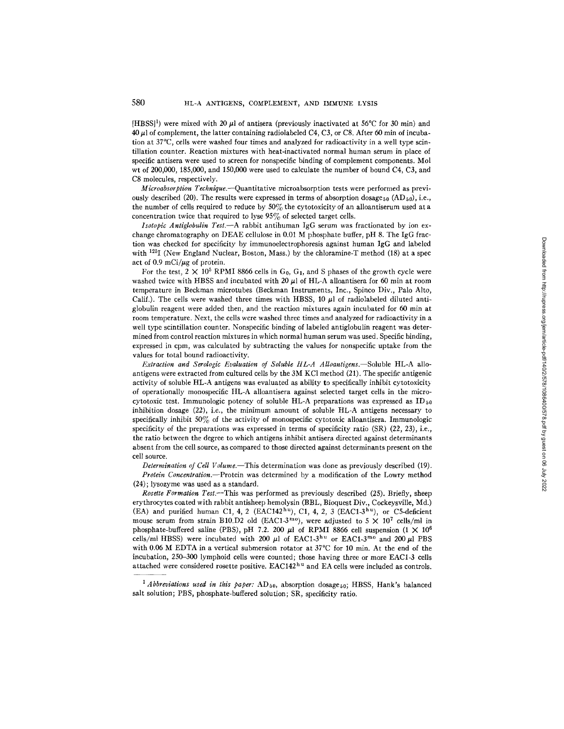[HBSS][1]) were mixed with 20 μl of antisera (previously inactivated at 56°C for 30 min) and 40 μl of complement, the latter containing radiolabeled C4, C3, or C8. After 60 min of incubation at 37°C, cells were washed four times and analyzed for radioactivity in a well type scintillation counter. Reaction mixtures with heat-inactivated normal human serum in place of specific antisera were used to screen for nonspecific binding of complement components. Mol wt of 200,000, 185,000, and 150,000 were used to calculate the number of bound C4, C3, and C8 molecules, respectively.

*Microabsorption Technique.*—Quantitative microabsorption tests were performed as previously described (20). The results were expressed in terms of absorption dosage$_{50}$ (AD$_{50}$), i.e., the number of cells required to reduce by 50% the cytotoxicity of an alloantiserum used at a concentration twice that required to lyse 95% of selected target cells.

*Isotopic Antiglobulin Test.*—A rabbit antihuman IgG serum was fractionated by ion exchange chromatography on DEAE cellulose in 0.01 M phosphate buffer, pH 8. The IgG fraction was checked for specificity by immunoelectrophoresis against human IgG and labeled with $^{125}$I (New England Nuclear, Boston, Mass.) by the chloramine-T method (18) at a spec act of 0.9 mCi/μg of protein.

For the test, $2 \times 10^5$ RPMI 8866 cells in G$_0$, G$_1$, and S phases of the growth cycle were washed twice with HBSS and incubated with 20 μl of HL-A alloantisera for 60 min at room temperature in Beckman microtubes (Beckman Instruments, Inc., Spinco Div., Palo Alto, Calif.). The cells were washed three times with HBSS, 10 μl of radiolabeled diluted antiglobulin reagent were added then, and the reaction mixtures again incubated for 60 min at room temperature. Next, the cells were washed three times and analyzed for radioactivity in a well type scintillation counter. Nonspecific binding of labeled antiglobulin reagent was determined from control reaction mixtures in which normal human serum was used. Specific binding, expressed in cpm, was calculated by subtracting the values for nonspecific uptake from the values for total bound radioactivity.

*Extraction and Serologic Evaluation of Soluble HL-A Alloantigens.*—Soluble HL-A alloantigens were extracted from cultured cells by the 3M KCl method (21). The specific antigenic activity of soluble HL-A antigens was evaluated as ability to specifically inhibit cytotoxicity of operationally monospecific HL-A alloantisera against selected target cells in the microcytotoxic test. Immunologic potency of soluble HL-A preparations was expressed as ID$_{50}$ inhibition dosage (22), i.e., the minimum amount of soluble HL-A antigens necessary to specifically inhibit 50% of the activity of monospecific cytotoxic alloantisera. Immunologic specificity of the preparations was expressed in terms of specificity ratio (SR) (22, 23), i.e., the ratio between the degree to which antigens inhibit antisera directed against determinants absent from the cell source, as compared to those directed against determinants present on the cell source.

*Determination of Cell Volume.*—This determination was done as previously described (19).

*Protein Concentration.*—Protein was determined by a modification of the Lowry method (24); lysozyme was used as a standard.

*Rosette Formation Test.*—This was performed as previously described (25). Briefly, sheep erythrocytes coated with rabbit antisheep hemolysin (BBL, Bioquest Div., Cockeysville, Md.) (EA) and purified human C1, 4, 2 (EAC142$^{hu}$), C1, 4, 2, 3 (EAC1-3$^{hu}$), or C5-deficient mouse serum from strain B10.D2 old (EAC1-3$^{mo}$), were adjusted to $5 \times 10^7$ cells/ml in phosphate-buffered saline (PBS), pH 7.2. 200 μl of RPMI 8866 cell suspension ($1 \times 10^6$ cells/ml HBSS) were incubated with 200 μl of EAC1-3$^{hu}$ or EAC1-3$^{mo}$ and 200 μl PBS with 0.06 M EDTA in a vertical submersion rotator at 37°C for 10 min. At the end of the incubation, 250–300 lymphoid cells were counted; those having three or more EAC1-3 cells attached were considered rosette positive. EAC142$^{hu}$ and EA cells were included as controls.

---

[1] *Abbreviations used in this paper:* AD$_{50}$, absorption dosage$_{50}$; HBSS, Hank's balanced salt solution; PBS, phosphate-buffered solution; SR, specificity ratio.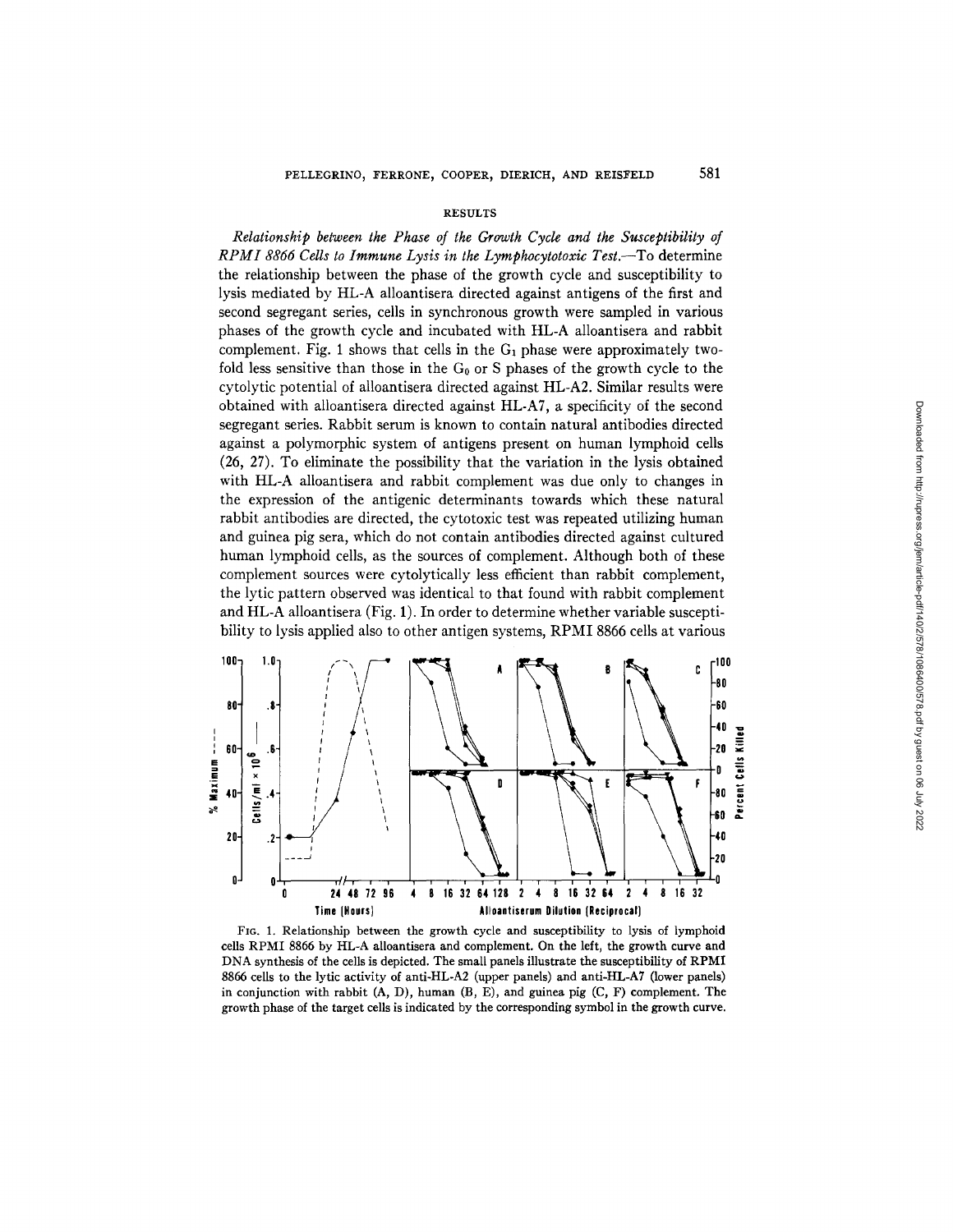## RESULTS

*Relationship between the Phase of the Growth Cycle and the Susceptibility of RPMI 8866 Cells to Immune Lysis in the Lymphocytotoxic Test.*—To determine the relationship between the phase of the growth cycle and susceptibility to lysis mediated by HL-A alloantisera directed against antigens of the first and second segregant series, cells in synchronous growth were sampled in various phases of the growth cycle and incubated with HL-A alloantisera and rabbit complement. Fig. 1 shows that cells in the $G_1$ phase were approximately twofold less sensitive than those in the $G_0$ or S phases of the growth cycle to the cytolytic potential of alloantisera directed against HL-A2. Similar results were obtained with alloantisera directed against HL-A7, a specificity of the second segregant series. Rabbit serum is known to contain natural antibodies directed against a polymorphic system of antigens present on human lymphoid cells (26, 27). To eliminate the possibility that the variation in the lysis obtained with HL-A alloantisera and rabbit complement was due only to changes in the expression of the antigenic determinants towards which these natural rabbit antibodies are directed, the cytotoxic test was repeated utilizing human and guinea pig sera, which do not contain antibodies directed against cultured human lymphoid cells, as the sources of complement. Although both of these complement sources were cytolytically less efficient than rabbit complement, the lytic pattern observed was identical to that found with rabbit complement and HL-A alloantisera (Fig. 1). In order to determine whether variable susceptibility to lysis applied also to other antigen systems, RPMI 8866 cells at various

FIG. 1. Relationship between the growth cycle and susceptibility to lysis of lymphoid cells RPMI 8866 by HL-A alloantisera and complement. On the left, the growth curve and DNA synthesis of the cells is depicted. The small panels illustrate the susceptibility of RPMI 8866 cells to the lytic activity of anti-HL-A2 (upper panels) and anti-HL-A7 (lower panels) in conjunction with rabbit (A, D), human (B, E), and guinea pig (C, F) complement. The growth phase of the target cells is indicated by the corresponding symbol in the growth curve.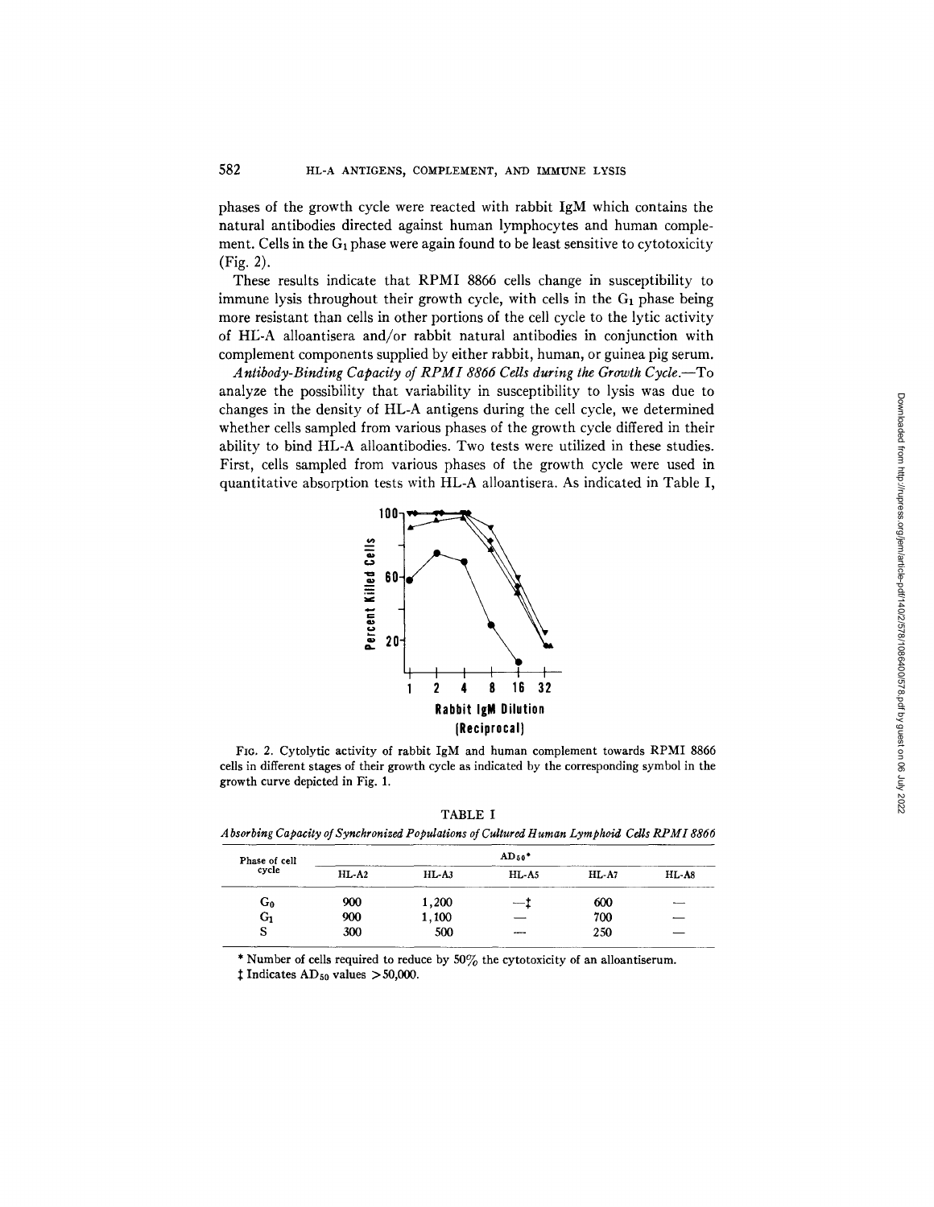phases of the growth cycle were reacted with rabbit IgM which contains the natural antibodies directed against human lymphocytes and human complement. Cells in the $G_1$ phase were again found to be least sensitive to cytotoxicity (Fig. 2).

These results indicate that RPMI 8866 cells change in susceptibility to immune lysis throughout their growth cycle, with cells in the $G_1$ phase being more resistant than cells in other portions of the cell cycle to the lytic activity of HL-A alloantisera and/or rabbit natural antibodies in conjunction with complement components supplied by either rabbit, human, or guinea pig serum.

*Antibody-Binding Capacity of RPMI 8866 Cells during the Growth Cycle.*—To analyze the possibility that variability in susceptibility to lysis was due to changes in the density of HL-A antigens during the cell cycle, we determined whether cells sampled from various phases of the growth cycle differed in their ability to bind HL-A alloantibodies. Two tests were utilized in these studies. First, cells sampled from various phases of the growth cycle were used in quantitative absorption tests with HL-A alloantisera. As indicated in Table I,

FIG. 2. Cytolytic activity of rabbit IgM and human complement towards RPMI 8866 cells in different stages of their growth cycle as indicated by the corresponding symbol in the growth curve depicted in Fig. 1.

TABLE I

*Absorbing Capacity of Synchronized Populations of Cultured Human Lymphoid Cells RPMI 8866*

| Phase of cell cycle | $AD_{50}$* | | | | |
|---|---|---|---|---|---|
| | HL-A2 | HL-A3 | HL-A5 | HL-A7 | HL-A8 |
| $G_0$ | 900 | 1,200 | —‡ | 600 | — |
| $G_1$ | 900 | 1,100 | — | 700 | — |
| S | 300 | 500 | — | 250 | — |

\* Number of cells required to reduce by 50% the cytotoxicity of an alloantiserum.

‡ Indicates $AD_{50}$ values >50,000.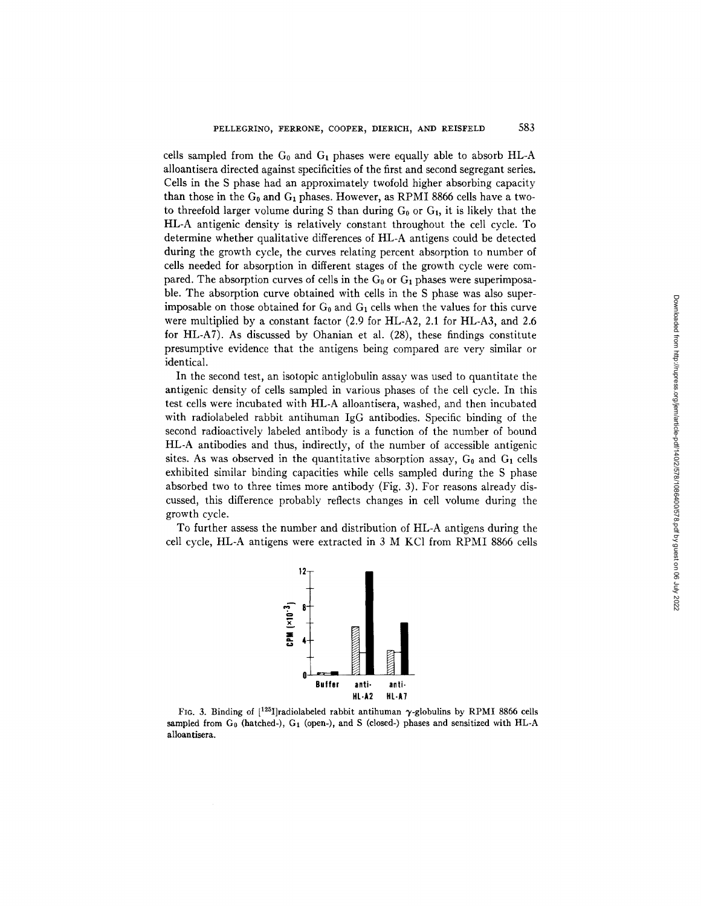cells sampled from the $G_0$ and $G_1$ phases were equally able to absorb HL-A alloantisera directed against specificities of the first and second segregant series. Cells in the S phase had an approximately twofold higher absorbing capacity than those in the $G_0$ and $G_1$ phases. However, as RPMI 8866 cells have a two- to threefold larger volume during S than during $G_0$ or $G_1$, it is likely that the HL-A antigenic density is relatively constant throughout the cell cycle. To determine whether qualitative differences of HL-A antigens could be detected during the growth cycle, the curves relating percent absorption to number of cells needed for absorption in different stages of the growth cycle were compared. The absorption curves of cells in the $G_0$ or $G_1$ phases were superimposable. The absorption curve obtained with cells in the S phase was also superimposable on those obtained for $G_0$ and $G_1$ cells when the values for this curve were multiplied by a constant factor (2.9 for HL-A2, 2.1 for HL-A3, and 2.6 for HL-A7). As discussed by Ohanian et al. (28), these findings constitute presumptive evidence that the antigens being compared are very similar or identical.

In the second test, an isotopic antiglobulin assay was used to quantitate the antigenic density of cells sampled in various phases of the cell cycle. In this test cells were incubated with HL-A alloantisera, washed, and then incubated with radiolabeled rabbit antihuman IgG antibodies. Specific binding of the second radioactively labeled antibody is a function of the number of bound HL-A antibodies and thus, indirectly, of the number of accessible antigenic sites. As was observed in the quantitative absorption assay, $G_0$ and $G_1$ cells exhibited similar binding capacities while cells sampled during the S phase absorbed two to three times more antibody (Fig. 3). For reasons already discussed, this difference probably reflects changes in cell volume during the growth cycle.

To further assess the number and distribution of HL-A antigens during the cell cycle, HL-A antigens were extracted in 3 M KCl from RPMI 8866 cells

FIG. 3. Binding of [$^{125}$I]radiolabeled rabbit antihuman $\gamma$-globulins by RPMI 8866 cells sampled from $G_0$ (hatched-), $G_1$ (open-), and S (closed-) phases and sensitized with HL-A alloantisera.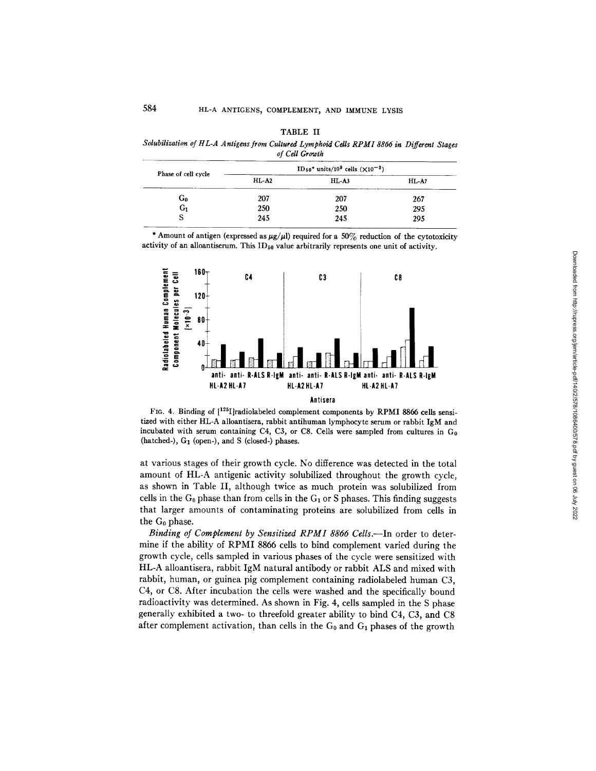TABLE II

*Solubilization of HL-A Antigens from Cultured Lymphoid Cells RPMI 8866 in Different Stages of Cell Growth*

| Phase of cell cycle | $ID_{50}$* units/$10^9$ cells ($\times 10^{-3}$) | | |
|---|---|---|---|
| | HL-A2 | HL-A3 | HL-A7 |
| $G_0$ | 207 | 207 | 267 |
| $G_1$ | 250 | 250 | 295 |
| S | 245 | 245 | 295 |

\* Amount of antigen (expressed as $\mu g/\mu l$) required for a 50% reduction of the cytotoxicity activity of an alloantiserum. This $ID_{50}$ value arbitrarily represents one unit of activity.

FIG. 4. Binding of [$^{125}$I]radiolabeled complement components by RPMI 8866 cells sensitized with either HL-A alloantisera, rabbit antihuman lymphocyte serum or rabbit IgM and incubated with serum containing C4, C3, or C8. Cells were sampled from cultures in $G_0$ (hatched-), $G_1$ (open-), and S (closed-) phases.

at various stages of their growth cycle. No difference was detected in the total amount of HL-A antigenic activity solubilized throughout the growth cycle, as shown in Table II, although twice as much protein was solubilized from cells in the $G_0$ phase than from cells in the $G_1$ or S phases. This finding suggests that larger amounts of contaminating proteins are solubilized from cells in the $G_0$ phase.

*Binding of Complement by Sensitized RPMI 8866 Cells.*—In order to determine if the ability of RPMI 8866 cells to bind complement varied during the growth cycle, cells sampled in various phases of the cycle were sensitized with HL-A alloantisera, rabbit IgM natural antibody or rabbit ALS and mixed with rabbit, human, or guinea pig complement containing radiolabeled human C3, C4, or C8. After incubation the cells were washed and the specifically bound radioactivity was determined. As shown in Fig. 4, cells sampled in the S phase generally exhibited a two- to threefold greater ability to bind C4, C3, and C8 after complement activation, than cells in the $G_0$ and $G_1$ phases of the growth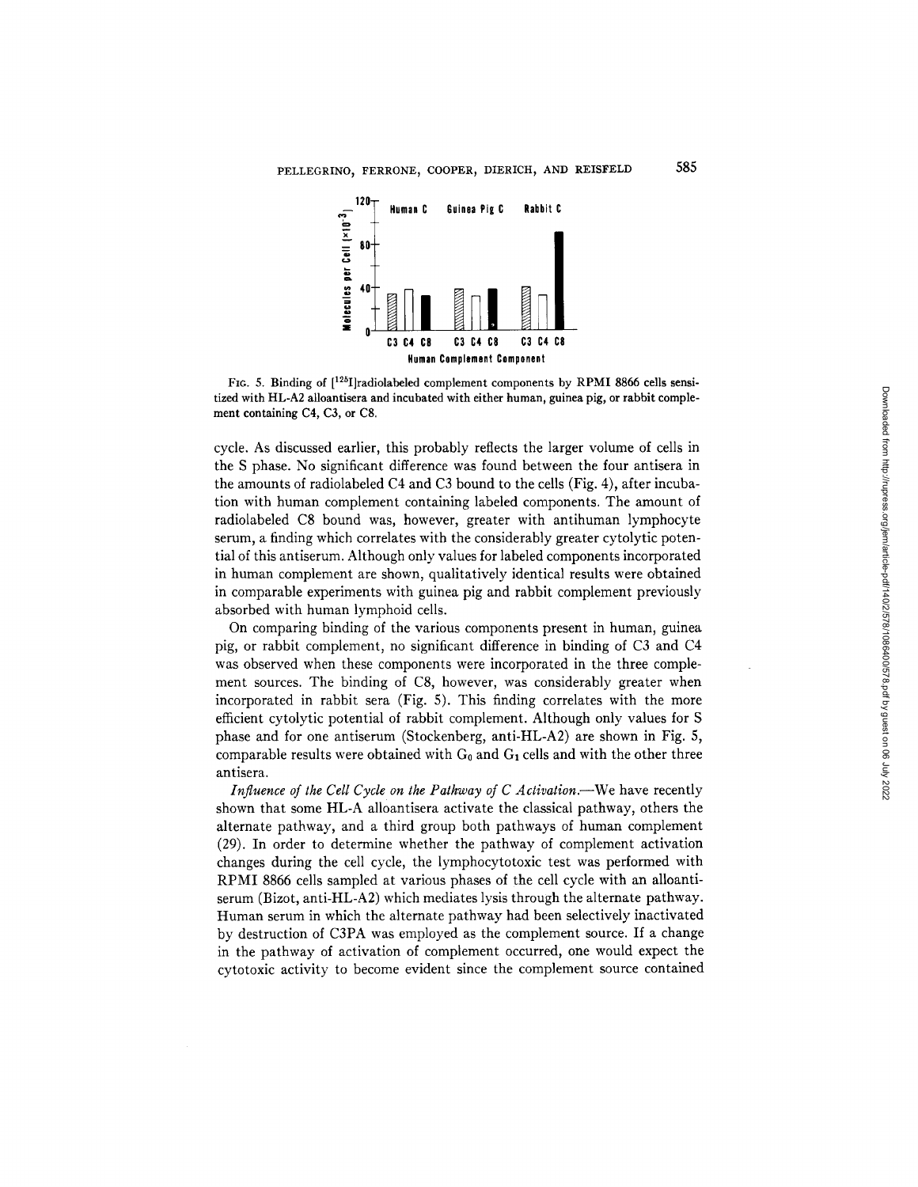FIG. 5. Binding of [$^{125}$I]radiolabeled complement components by RPMI 8866 cells sensitized with HL-A2 alloantisera and incubated with either human, guinea pig, or rabbit complement containing C4, C3, or C8.

cycle. As discussed earlier, this probably reflects the larger volume of cells in the S phase. No significant difference was found between the four antisera in the amounts of radiolabeled C4 and C3 bound to the cells (Fig. 4), after incubation with human complement containing labeled components. The amount of radiolabeled C8 bound was, however, greater with antihuman lymphocyte serum, a finding which correlates with the considerably greater cytolytic potential of this antiserum. Although only values for labeled components incorporated in human complement are shown, qualitatively identical results were obtained in comparable experiments with guinea pig and rabbit complement previously absorbed with human lymphoid cells.

On comparing binding of the various components present in human, guinea pig, or rabbit complement, no significant difference in binding of C3 and C4 was observed when these components were incorporated in the three complement sources. The binding of C8, however, was considerably greater when incorporated in rabbit sera (Fig. 5). This finding correlates with the more efficient cytolytic potential of rabbit complement. Although only values for S phase and for one antiserum (Stockenberg, anti-HL-A2) are shown in Fig. 5, comparable results were obtained with $G_0$ and $G_1$ cells and with the other three antisera.

*Influence of the Cell Cycle on the Pathway of C Activation.*—We have recently shown that some HL-A alloantisera activate the classical pathway, others the alternate pathway, and a third group both pathways of human complement (29). In order to determine whether the pathway of complement activation changes during the cell cycle, the lymphocytotoxic test was performed with RPMI 8866 cells sampled at various phases of the cell cycle with an alloantiserum (Bizot, anti-HL-A2) which mediates lysis through the alternate pathway. Human serum in which the alternate pathway had been selectively inactivated by destruction of C3PA was employed as the complement source. If a change in the pathway of activation of complement occurred, one would expect the cytotoxic activity to become evident since the complement source contained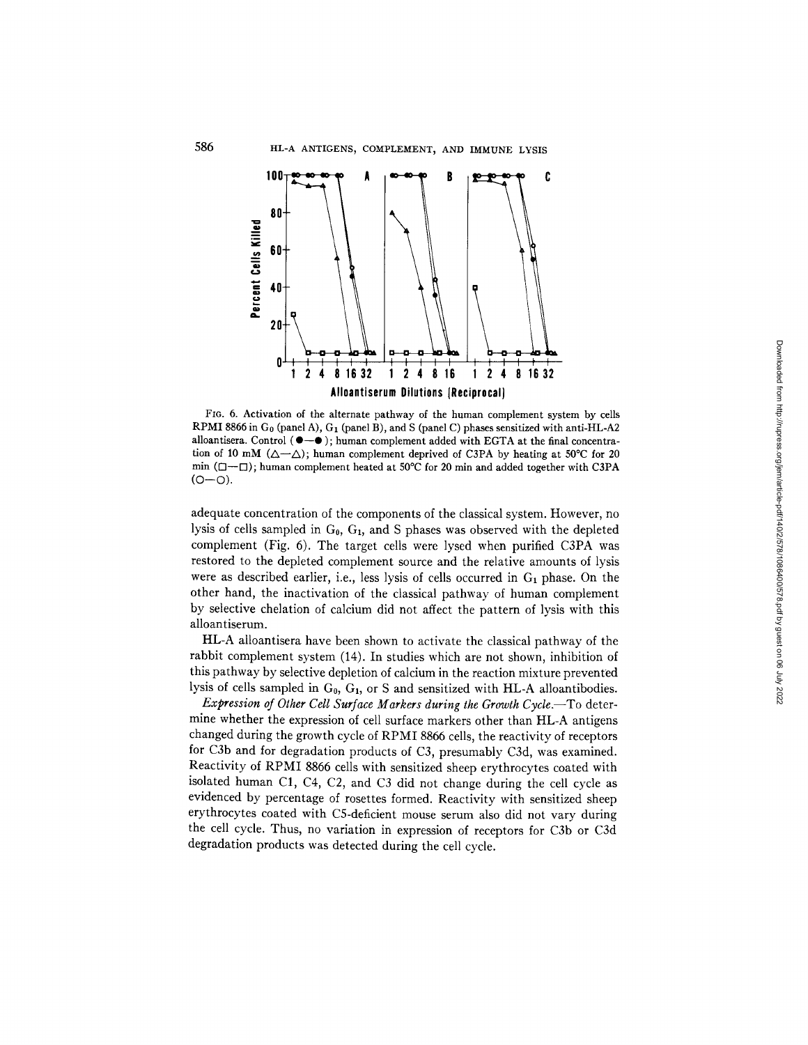FIG. 6. Activation of the alternate pathway of the human complement system by cells RPMI 8866 in $G_0$ (panel A), $G_1$ (panel B), and S (panel C) phases sensitized with anti-HL-A2 alloantisera. Control (●—●); human complement added with EGTA at the final concentration of 10 mM (△—△); human complement deprived of C3PA by heating at 50°C for 20 min (□—□); human complement heated at 50°C for 20 min and added together with C3PA (○—○).

adequate concentration of the components of the classical system. However, no lysis of cells sampled in $G_0$, $G_1$, and S phases was observed with the depleted complement (Fig. 6). The target cells were lysed when purified C3PA was restored to the depleted complement source and the relative amounts of lysis were as described earlier, i.e., less lysis of cells occurred in $G_1$ phase. On the other hand, the inactivation of the classical pathway of human complement by selective chelation of calcium did not affect the pattern of lysis with this alloantiserum.

HL-A alloantisera have been shown to activate the classical pathway of the rabbit complement system (14). In studies which are not shown, inhibition of this pathway by selective depletion of calcium in the reaction mixture prevented lysis of cells sampled in $G_0$, $G_1$, or S and sensitized with HL-A alloantibodies.

*Expression of Other Cell Surface Markers during the Growth Cycle.*—To determine whether the expression of cell surface markers other than HL-A antigens changed during the growth cycle of RPMI 8866 cells, the reactivity of receptors for C3b and for degradation products of C3, presumably C3d, was examined. Reactivity of RPMI 8866 cells with sensitized sheep erythrocytes coated with isolated human C1, C4, C2, and C3 did not change during the cell cycle as evidenced by percentage of rosettes formed. Reactivity with sensitized sheep erythrocytes coated with C5-deficient mouse serum also did not vary during the cell cycle. Thus, no variation in expression of receptors for C3b or C3d degradation products was detected during the cell cycle.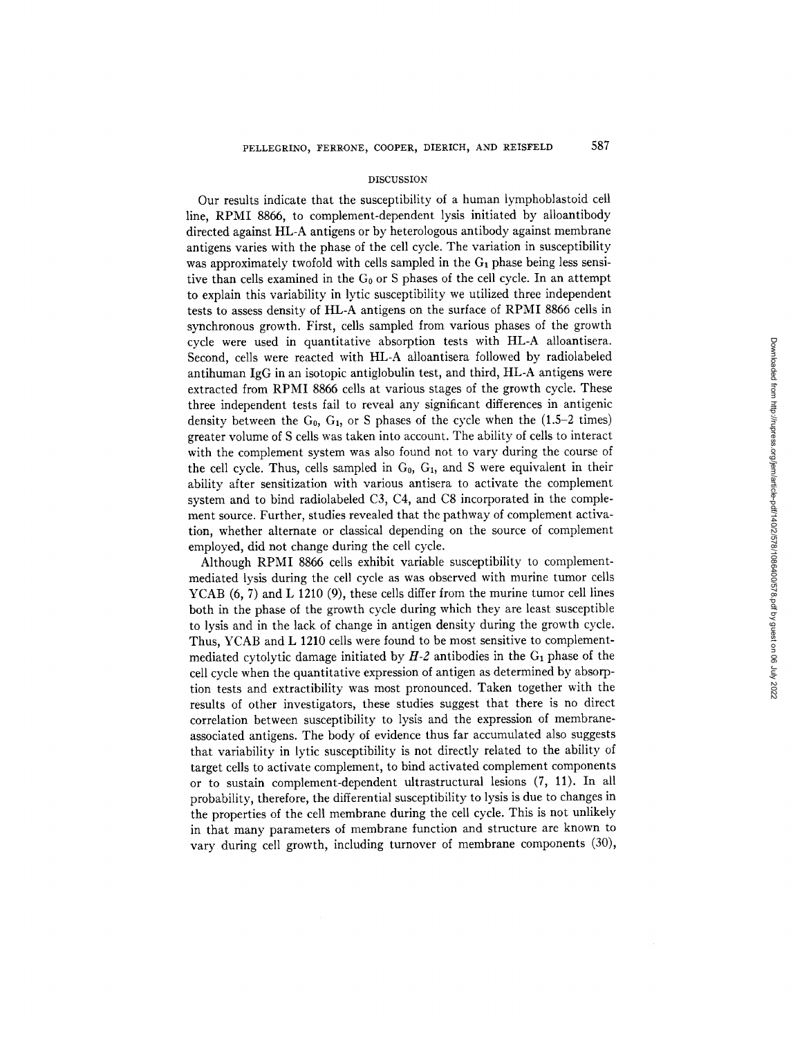## DISCUSSION

Our results indicate that the susceptibility of a human lymphoblastoid cell line, RPMI 8866, to complement-dependent lysis initiated by alloantibody directed against HL-A antigens or by heterologous antibody against membrane antigens varies with the phase of the cell cycle. The variation in susceptibility was approximately twofold with cells sampled in the $G_1$ phase being less sensitive than cells examined in the $G_0$ or S phases of the cell cycle. In an attempt to explain this variability in lytic susceptibility we utilized three independent tests to assess density of HL-A antigens on the surface of RPMI 8866 cells in synchronous growth. First, cells sampled from various phases of the growth cycle were used in quantitative absorption tests with HL-A alloantisera. Second, cells were reacted with HL-A alloantisera followed by radiolabeled antihuman IgG in an isotopic antiglobulin test, and third, HL-A antigens were extracted from RPMI 8866 cells at various stages of the growth cycle. These three independent tests fail to reveal any significant differences in antigenic density between the $G_0$, $G_1$, or S phases of the cycle when the (1.5–2 times) greater volume of S cells was taken into account. The ability of cells to interact with the complement system was also found not to vary during the course of the cell cycle. Thus, cells sampled in $G_0$, $G_1$, and S were equivalent in their ability after sensitization with various antisera to activate the complement system and to bind radiolabeled C3, C4, and C8 incorporated in the complement source. Further, studies revealed that the pathway of complement activation, whether alternate or classical depending on the source of complement employed, did not change during the cell cycle.

Although RPMI 8866 cells exhibit variable susceptibility to complement-mediated lysis during the cell cycle as was observed with murine tumor cells YCAB (6, 7) and L 1210 (9), these cells differ from the murine tumor cell lines both in the phase of the growth cycle during which they are least susceptible to lysis and in the lack of change in antigen density during the growth cycle. Thus, YCAB and L 1210 cells were found to be most sensitive to complement-mediated cytolytic damage initiated by *H-2* antibodies in the $G_1$ phase of the cell cycle when the quantitative expression of antigen as determined by absorption tests and extractibility was most pronounced. Taken together with the results of other investigators, these studies suggest that there is no direct correlation between susceptibility to lysis and the expression of membrane-associated antigens. The body of evidence thus far accumulated also suggests that variability in lytic susceptibility is not directly related to the ability of target cells to activate complement, to bind activated complement components or to sustain complement-dependent ultrastructural lesions (7, 11). In all probability, therefore, the differential susceptibility to lysis is due to changes in the properties of the cell membrane during the cell cycle. This is not unlikely in that many parameters of membrane function and structure are known to vary during cell growth, including turnover of membrane components (30),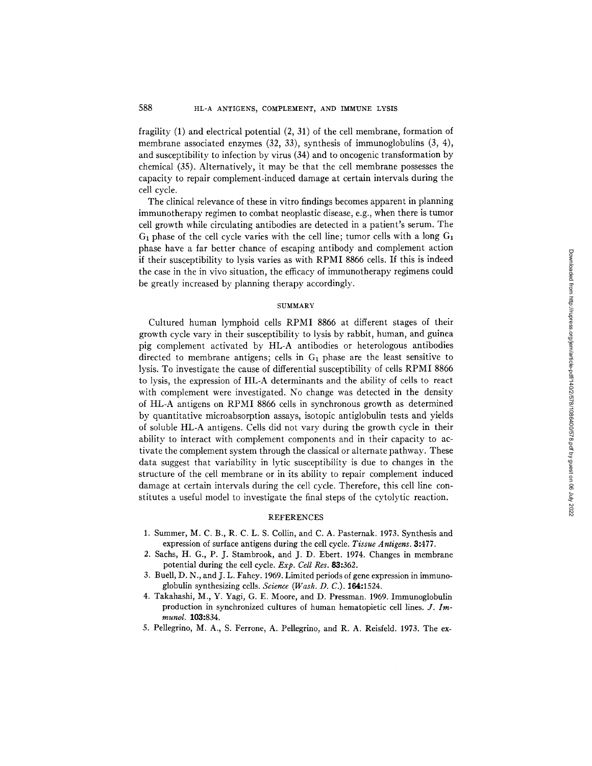fragility (1) and electrical potential (2, 31) of the cell membrane, formation of membrane associated enzymes (32, 33), synthesis of immunoglobulins (3, 4), and susceptibility to infection by virus (34) and to oncogenic transformation by chemical (35). Alternatively, it may be that the cell membrane possesses the capacity to repair complement-induced damage at certain intervals during the cell cycle.

The clinical relevance of these in vitro findings becomes apparent in planning immunotherapy regimen to combat neoplastic disease, e.g., when there is tumor cell growth while circulating antibodies are detected in a patient's serum. The $G_1$ phase of the cell cycle varies with the cell line; tumor cells with a long $G_1$ phase have a far better chance of escaping antibody and complement action if their susceptibility to lysis varies as with RPMI 8866 cells. If this is indeed the case in the in vivo situation, the efficacy of immunotherapy regimens could be greatly increased by planning therapy accordingly.

## SUMMARY

Cultured human lymphoid cells RPMI 8866 at different stages of their growth cycle vary in their susceptibility to lysis by rabbit, human, and guinea pig complement activated by HL-A antibodies or heterologous antibodies directed to membrane antigens; cells in $G_1$ phase are the least sensitive to lysis. To investigate the cause of differential susceptibility of cells RPMI 8866 to lysis, the expression of HL-A determinants and the ability of cells to react with complement were investigated. No change was detected in the density of HL-A antigens on RPMI 8866 cells in synchronous growth as determined by quantitative microabsorption assays, isotopic antiglobulin tests and yields of soluble HL-A antigens. Cells did not vary during the growth cycle in their ability to interact with complement components and in their capacity to activate the complement system through the classical or alternate pathway. These data suggest that variability in lytic susceptibility is due to changes in the structure of the cell membrane or in its ability to repair complement induced damage at certain intervals during the cell cycle. Therefore, this cell line constitutes a useful model to investigate the final steps of the cytolytic reaction.

## REFERENCES

1. Summer, M. C. B., R. C. L. S. Collin, and C. A. Pasternak. 1973. Synthesis and expression of surface antigens during the cell cycle. *Tissue Antigens.* **3**:477.
2. Sachs, H. G., P. J. Stambrook, and J. D. Ebert. 1974. Changes in membrane potential during the cell cycle. *Exp. Cell Res.* **83**:362.
3. Buell, D. N., and J. L. Fahey. 1969. Limited periods of gene expression in immunoglobulin synthesizing cells. *Science (Wash. D. C.).* **164**:1524.
4. Takahashi, M., Y. Yagi, G. E. Moore, and D. Pressman. 1969. Immunoglobulin production in synchronized cultures of human hematopietic cell lines. *J. Immunol.* **103**:834.
5. Pellegrino, M. A., S. Ferrone, A. Pellegrino, and R. A. Reisfeld. 1973. The ex-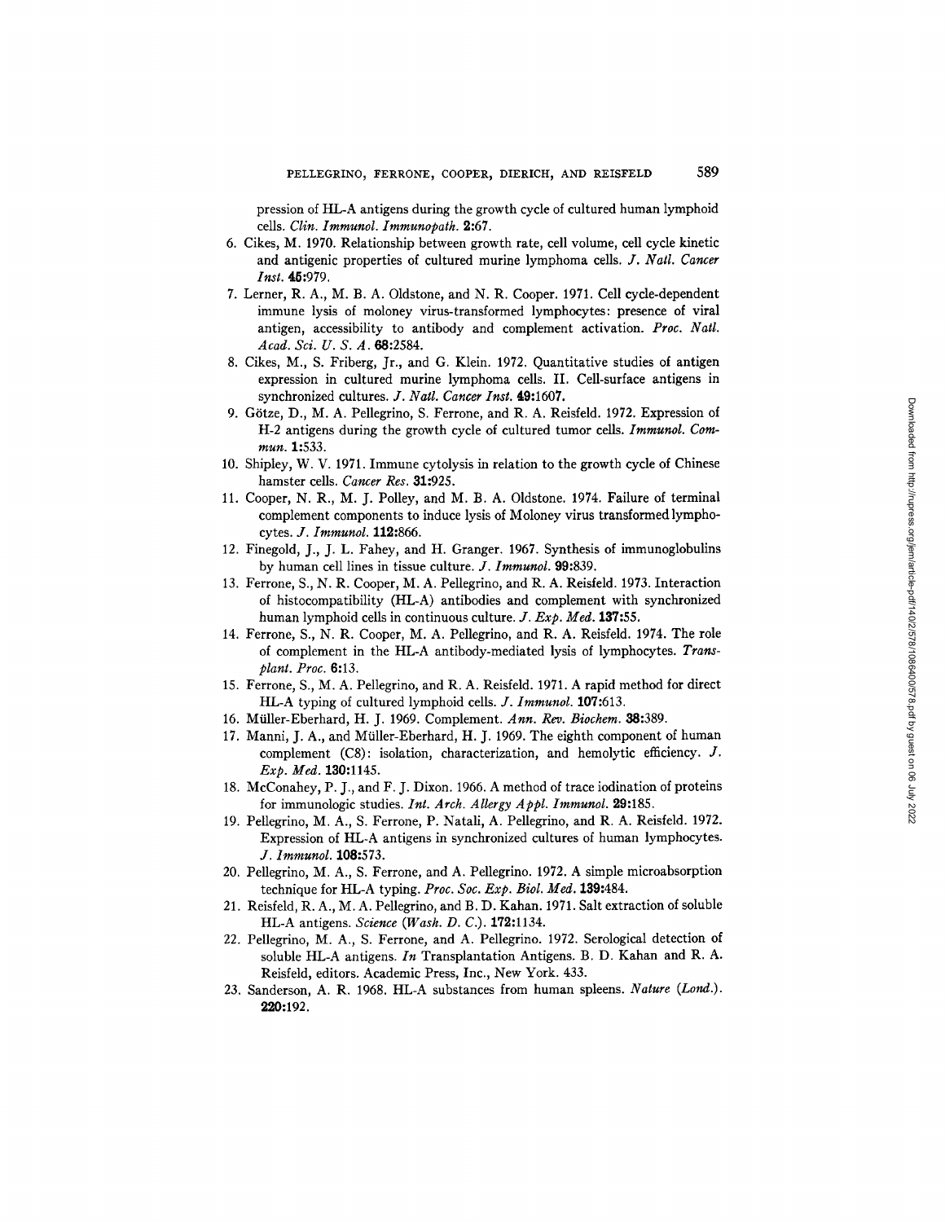pression of HL-A antigens during the growth cycle of cultured human lymphoid cells. *Clin. Immunol. Immunopath.* **2**:67.

6. Cikes, M. 1970. Relationship between growth rate, cell volume, cell cycle kinetic and antigenic properties of cultured murine lymphoma cells. *J. Natl. Cancer Inst.* **45**:979.
7. Lerner, R. A., M. B. A. Oldstone, and N. R. Cooper. 1971. Cell cycle-dependent immune lysis of moloney virus-transformed lymphocytes: presence of viral antigen, accessibility to antibody and complement activation. *Proc. Natl. Acad. Sci. U. S. A.* **68**:2584.
8. Cikes, M., S. Friberg, Jr., and G. Klein. 1972. Quantitative studies of antigen expression in cultured murine lymphoma cells. II. Cell-surface antigens in synchronized cultures. *J. Natl. Cancer Inst.* **49**:1607.
9. Götze, D., M. A. Pellegrino, S. Ferrone, and R. A. Reisfeld. 1972. Expression of H-2 antigens during the growth cycle of cultured tumor cells. *Immunol. Commun.* **1**:533.
10. Shipley, W. V. 1971. Immune cytolysis in relation to the growth cycle of Chinese hamster cells. *Cancer Res.* **31**:925.
11. Cooper, N. R., M. J. Polley, and M. B. A. Oldstone. 1974. Failure of terminal complement components to induce lysis of Moloney virus transformed lymphocytes. *J. Immunol.* **112**:866.
12. Finegold, J., J. L. Fahey, and H. Granger. 1967. Synthesis of immunoglobulins by human cell lines in tissue culture. *J. Immunol.* **99**:839.
13. Ferrone, S., N. R. Cooper, M. A. Pellegrino, and R. A. Reisfeld. 1973. Interaction of histocompatibility (HL-A) antibodies and complement with synchronized human lymphoid cells in continuous culture. *J. Exp. Med.* **137**:55.
14. Ferrone, S., N. R. Cooper, M. A. Pellegrino, and R. A. Reisfeld. 1974. The role of complement in the HL-A antibody-mediated lysis of lymphocytes. *Transplant. Proc.* **6**:13.
15. Ferrone, S., M. A. Pellegrino, and R. A. Reisfeld. 1971. A rapid method for direct HL-A typing of cultured lymphoid cells. *J. Immunol.* **107**:613.
16. Müller-Eberhard, H. J. 1969. Complement. *Ann. Rev. Biochem.* **38**:389.
17. Manni, J. A., and Müller-Eberhard, H. J. 1969. The eighth component of human complement (C8): isolation, characterization, and hemolytic efficiency. *J. Exp. Med.* **130**:1145.
18. McConahey, P. J., and F. J. Dixon. 1966. A method of trace iodination of proteins for immunologic studies. *Int. Arch. Allergy Appl. Immunol.* **29**:185.
19. Pellegrino, M. A., S. Ferrone, P. Natali, A. Pellegrino, and R. A. Reisfeld. 1972. Expression of HL-A antigens in synchronized cultures of human lymphocytes. *J. Immunol.* **108**:573.
20. Pellegrino, M. A., S. Ferrone, and A. Pellegrino. 1972. A simple microabsorption technique for HL-A typing. *Proc. Soc. Exp. Biol. Med.* **139**:484.
21. Reisfeld, R. A., M. A. Pellegrino, and B. D. Kahan. 1971. Salt extraction of soluble HL-A antigens. *Science (Wash. D. C.).* **172**:1134.
22. Pellegrino, M. A., S. Ferrone, and A. Pellegrino. 1972. Serological detection of soluble HL-A antigens. *In* Transplantation Antigens. B. D. Kahan and R. A. Reisfeld, editors. Academic Press, Inc., New York. 433.
23. Sanderson, A. R. 1968. HL-A substances from human spleens. *Nature (Lond.).* **220**:192.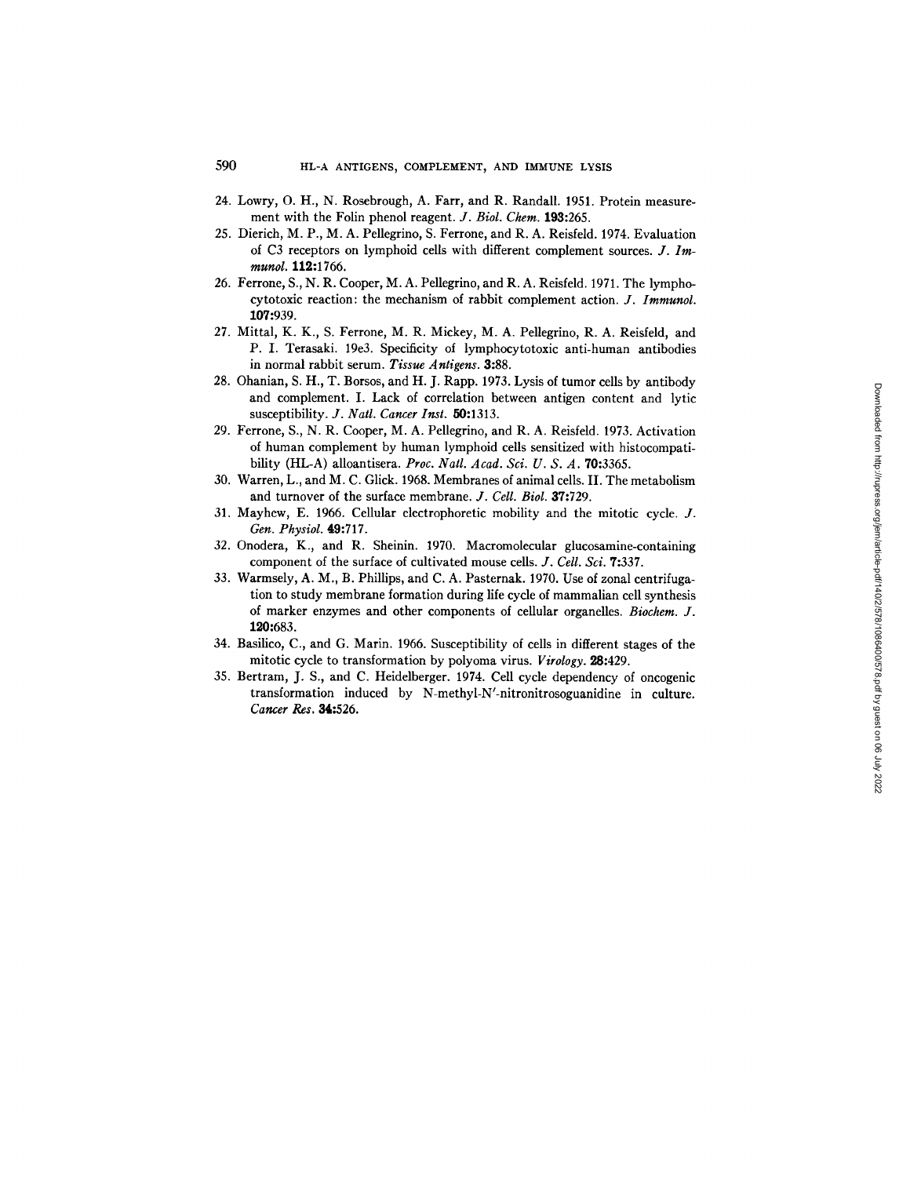24. Lowry, O. H., N. Rosebrough, A. Farr, and R. Randall. 1951. Protein measurement with the Folin phenol reagent. *J. Biol. Chem.* **193**:265.
25. Dierich, M. P., M. A. Pellegrino, S. Ferrone, and R. A. Reisfeld. 1974. Evaluation of C3 receptors on lymphoid cells with different complement sources. *J. Immunol.* **112**:1766.
26. Ferrone, S., N. R. Cooper, M. A. Pellegrino, and R. A. Reisfeld. 1971. The lymphocytotoxic reaction: the mechanism of rabbit complement action. *J. Immunol.* **107**:939.
27. Mittal, K. K., S. Ferrone, M. R. Mickey, M. A. Pellegrino, R. A. Reisfeld, and P. I. Terasaki. 19e3. Specificity of lymphocytotoxic anti-human antibodies in normal rabbit serum. *Tissue Antigens.* **3**:88.
28. Ohanian, S. H., T. Borsos, and H. J. Rapp. 1973. Lysis of tumor cells by antibody and complement. I. Lack of correlation between antigen content and lytic susceptibility. *J. Natl. Cancer Inst.* **50**:1313.
29. Ferrone, S., N. R. Cooper, M. A. Pellegrino, and R. A. Reisfeld. 1973. Activation of human complement by human lymphoid cells sensitized with histocompatibility (HL-A) alloantisera. *Proc. Natl. Acad. Sci. U. S. A.* **70**:3365.
30. Warren, L., and M. C. Glick. 1968. Membranes of animal cells. II. The metabolism and turnover of the surface membrane. *J. Cell. Biol.* **37**:729.
31. Mayhew, E. 1966. Cellular electrophoretic mobility and the mitotic cycle. *J. Gen. Physiol.* **49**:717.
32. Onodera, K., and R. Sheinin. 1970. Macromolecular glucosamine-containing component of the surface of cultivated mouse cells. *J. Cell. Sci.* **7**:337.
33. Warmsely, A. M., B. Phillips, and C. A. Pasternak. 1970. Use of zonal centrifugation to study membrane formation during life cycle of mammalian cell synthesis of marker enzymes and other components of cellular organelles. *Biochem. J.* **120**:683.
34. Basilico, C., and G. Marin. 1966. Susceptibility of cells in different stages of the mitotic cycle to transformation by polyoma virus. *Virology.* **28**:429.
35. Bertram, J. S., and C. Heidelberger. 1974. Cell cycle dependency of oncogenic transformation induced by N-methyl-N′-nitronitrosoguanidine in culture. *Cancer Res.* **34**:526.